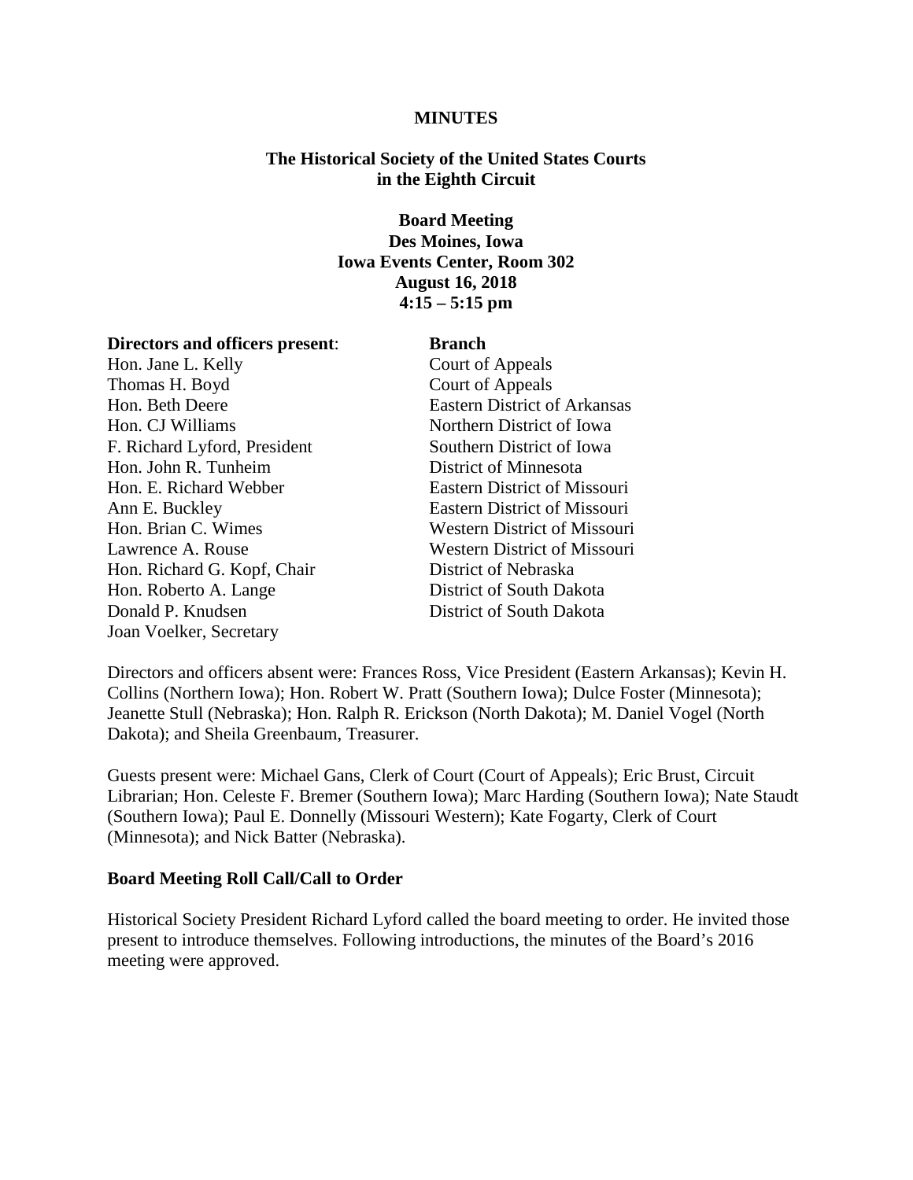**MINUTES**

**The Historical Society of the United States Courts in the Eighth Circuit**

**Board Meeting**
**Des Moines, Iowa**
**Iowa Events Center, Room 302**
**August 16, 2018**
**4:15 – 5:15 pm**

| **Directors and officers present**: | **Branch** |
|---|---|
| Hon. Jane L. Kelly | Court of Appeals |
| Thomas H. Boyd | Court of Appeals |
| Hon. Beth Deere | Eastern District of Arkansas |
| Hon. CJ Williams | Northern District of Iowa |
| F. Richard Lyford, President | Southern District of Iowa |
| Hon. John R. Tunheim | District of Minnesota |
| Hon. E. Richard Webber | Eastern District of Missouri |
| Ann E. Buckley | Eastern District of Missouri |
| Hon. Brian C. Wimes | Western District of Missouri |
| Lawrence A. Rouse | Western District of Missouri |
| Hon. Richard G. Kopf, Chair | District of Nebraska |
| Hon. Roberto A. Lange | District of South Dakota |
| Donald P. Knudsen | District of South Dakota |
| Joan Voelker, Secretary | |

Directors and officers absent were: Frances Ross, Vice President (Eastern Arkansas); Kevin H. Collins (Northern Iowa); Hon. Robert W. Pratt (Southern Iowa); Dulce Foster (Minnesota); Jeanette Stull (Nebraska); Hon. Ralph R. Erickson (North Dakota); M. Daniel Vogel (North Dakota); and Sheila Greenbaum, Treasurer.

Guests present were: Michael Gans, Clerk of Court (Court of Appeals); Eric Brust, Circuit Librarian; Hon. Celeste F. Bremer (Southern Iowa); Marc Harding (Southern Iowa); Nate Staudt (Southern Iowa); Paul E. Donnelly (Missouri Western); Kate Fogarty, Clerk of Court (Minnesota); and Nick Batter (Nebraska).

**Board Meeting Roll Call/Call to Order**

Historical Society President Richard Lyford called the board meeting to order. He invited those present to introduce themselves. Following introductions, the minutes of the Board's 2016 meeting were approved.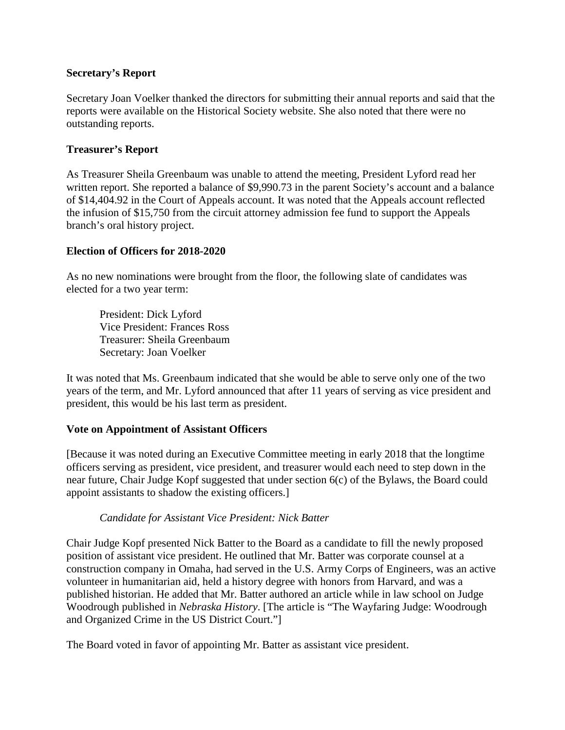**Secretary's Report**

Secretary Joan Voelker thanked the directors for submitting their annual reports and said that the reports were available on the Historical Society website. She also noted that there were no outstanding reports.

**Treasurer's Report**

As Treasurer Sheila Greenbaum was unable to attend the meeting, President Lyford read her written report. She reported a balance of $9,990.73 in the parent Society's account and a balance of $14,404.92 in the Court of Appeals account. It was noted that the Appeals account reflected the infusion of $15,750 from the circuit attorney admission fee fund to support the Appeals branch's oral history project.

**Election of Officers for 2018-2020**

As no new nominations were brought from the floor, the following slate of candidates was elected for a two year term:

President: Dick Lyford
Vice President: Frances Ross
Treasurer: Sheila Greenbaum
Secretary: Joan Voelker

It was noted that Ms. Greenbaum indicated that she would be able to serve only one of the two years of the term, and Mr. Lyford announced that after 11 years of serving as vice president and president, this would be his last term as president.

**Vote on Appointment of Assistant Officers**

[Because it was noted during an Executive Committee meeting in early 2018 that the longtime officers serving as president, vice president, and treasurer would each need to step down in the near future, Chair Judge Kopf suggested that under section 6(c) of the Bylaws, the Board could appoint assistants to shadow the existing officers.]

*Candidate for Assistant Vice President: Nick Batter*

Chair Judge Kopf presented Nick Batter to the Board as a candidate to fill the newly proposed position of assistant vice president. He outlined that Mr. Batter was corporate counsel at a construction company in Omaha, had served in the U.S. Army Corps of Engineers, was an active volunteer in humanitarian aid, held a history degree with honors from Harvard, and was a published historian. He added that Mr. Batter authored an article while in law school on Judge Woodrough published in *Nebraska History*. [The article is "The Wayfaring Judge: Woodrough and Organized Crime in the US District Court."]

The Board voted in favor of appointing Mr. Batter as assistant vice president.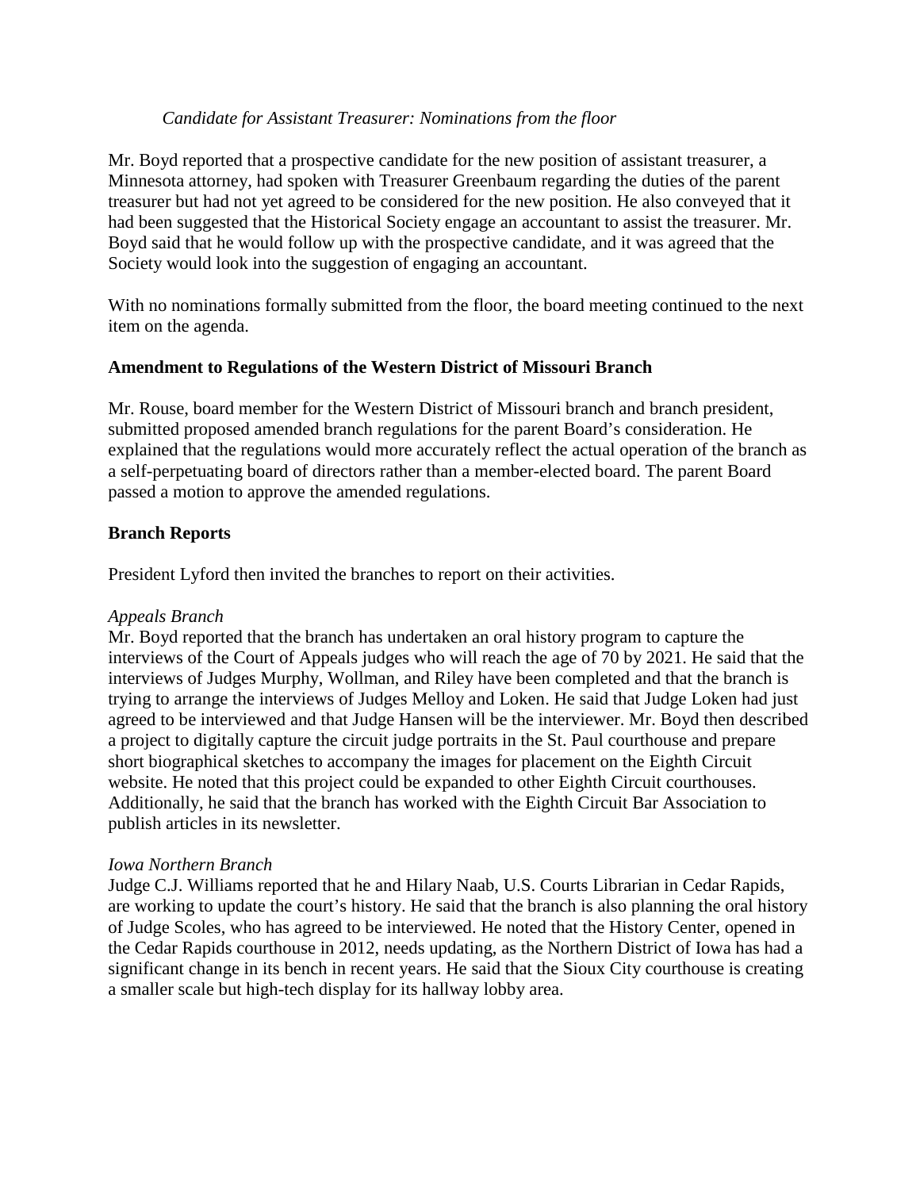*Candidate for Assistant Treasurer: Nominations from the floor*

Mr. Boyd reported that a prospective candidate for the new position of assistant treasurer, a Minnesota attorney, had spoken with Treasurer Greenbaum regarding the duties of the parent treasurer but had not yet agreed to be considered for the new position. He also conveyed that it had been suggested that the Historical Society engage an accountant to assist the treasurer. Mr. Boyd said that he would follow up with the prospective candidate, and it was agreed that the Society would look into the suggestion of engaging an accountant.

With no nominations formally submitted from the floor, the board meeting continued to the next item on the agenda.

**Amendment to Regulations of the Western District of Missouri Branch**

Mr. Rouse, board member for the Western District of Missouri branch and branch president, submitted proposed amended branch regulations for the parent Board's consideration. He explained that the regulations would more accurately reflect the actual operation of the branch as a self-perpetuating board of directors rather than a member-elected board. The parent Board passed a motion to approve the amended regulations.

**Branch Reports**

President Lyford then invited the branches to report on their activities.

*Appeals Branch*
Mr. Boyd reported that the branch has undertaken an oral history program to capture the interviews of the Court of Appeals judges who will reach the age of 70 by 2021. He said that the interviews of Judges Murphy, Wollman, and Riley have been completed and that the branch is trying to arrange the interviews of Judges Melloy and Loken. He said that Judge Loken had just agreed to be interviewed and that Judge Hansen will be the interviewer. Mr. Boyd then described a project to digitally capture the circuit judge portraits in the St. Paul courthouse and prepare short biographical sketches to accompany the images for placement on the Eighth Circuit website. He noted that this project could be expanded to other Eighth Circuit courthouses. Additionally, he said that the branch has worked with the Eighth Circuit Bar Association to publish articles in its newsletter.

*Iowa Northern Branch*
Judge C.J. Williams reported that he and Hilary Naab, U.S. Courts Librarian in Cedar Rapids, are working to update the court's history. He said that the branch is also planning the oral history of Judge Scoles, who has agreed to be interviewed. He noted that the History Center, opened in the Cedar Rapids courthouse in 2012, needs updating, as the Northern District of Iowa has had a significant change in its bench in recent years. He said that the Sioux City courthouse is creating a smaller scale but high-tech display for its hallway lobby area.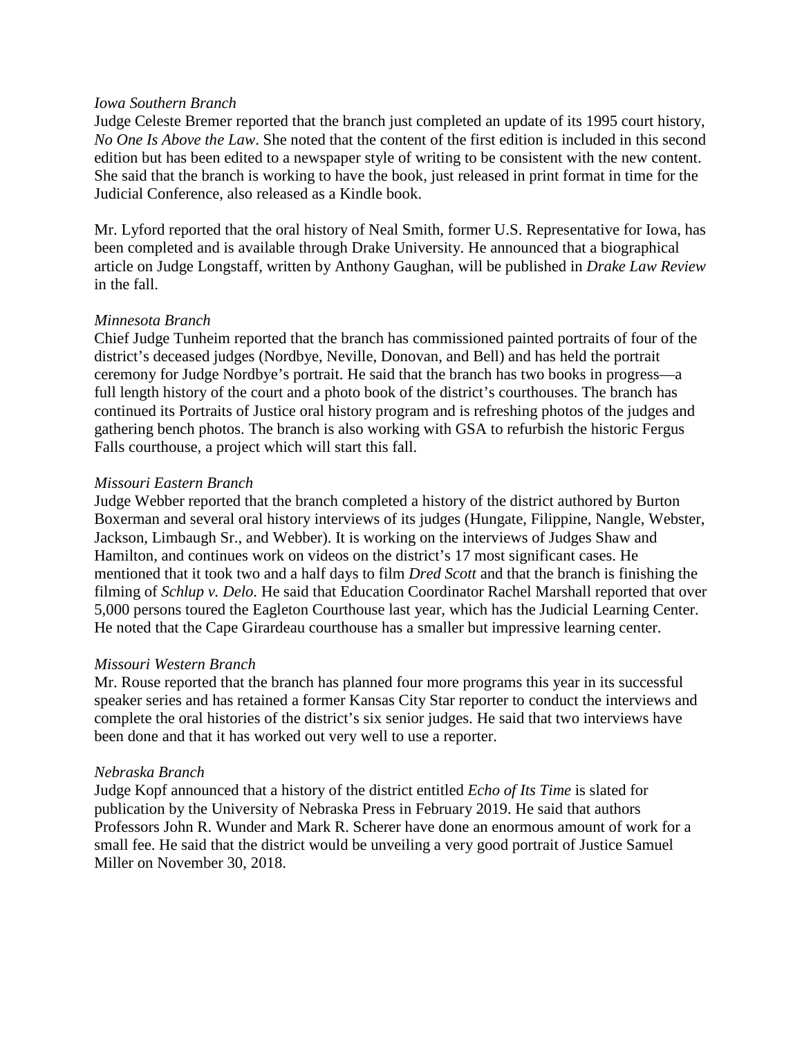*Iowa Southern Branch*
Judge Celeste Bremer reported that the branch just completed an update of its 1995 court history, *No One Is Above the Law*. She noted that the content of the first edition is included in this second edition but has been edited to a newspaper style of writing to be consistent with the new content. She said that the branch is working to have the book, just released in print format in time for the Judicial Conference, also released as a Kindle book.

Mr. Lyford reported that the oral history of Neal Smith, former U.S. Representative for Iowa, has been completed and is available through Drake University. He announced that a biographical article on Judge Longstaff, written by Anthony Gaughan, will be published in *Drake Law Review* in the fall.

*Minnesota Branch*
Chief Judge Tunheim reported that the branch has commissioned painted portraits of four of the district's deceased judges (Nordbye, Neville, Donovan, and Bell) and has held the portrait ceremony for Judge Nordbye's portrait. He said that the branch has two books in progress—a full length history of the court and a photo book of the district's courthouses. The branch has continued its Portraits of Justice oral history program and is refreshing photos of the judges and gathering bench photos. The branch is also working with GSA to refurbish the historic Fergus Falls courthouse, a project which will start this fall.

*Missouri Eastern Branch*
Judge Webber reported that the branch completed a history of the district authored by Burton Boxerman and several oral history interviews of its judges (Hungate, Filippine, Nangle, Webster, Jackson, Limbaugh Sr., and Webber). It is working on the interviews of Judges Shaw and Hamilton, and continues work on videos on the district's 17 most significant cases. He mentioned that it took two and a half days to film *Dred Scott* and that the branch is finishing the filming of *Schlup v. Delo*. He said that Education Coordinator Rachel Marshall reported that over 5,000 persons toured the Eagleton Courthouse last year, which has the Judicial Learning Center. He noted that the Cape Girardeau courthouse has a smaller but impressive learning center.

*Missouri Western Branch*
Mr. Rouse reported that the branch has planned four more programs this year in its successful speaker series and has retained a former Kansas City Star reporter to conduct the interviews and complete the oral histories of the district's six senior judges. He said that two interviews have been done and that it has worked out very well to use a reporter.

*Nebraska Branch*
Judge Kopf announced that a history of the district entitled *Echo of Its Time* is slated for publication by the University of Nebraska Press in February 2019. He said that authors Professors John R. Wunder and Mark R. Scherer have done an enormous amount of work for a small fee. He said that the district would be unveiling a very good portrait of Justice Samuel Miller on November 30, 2018.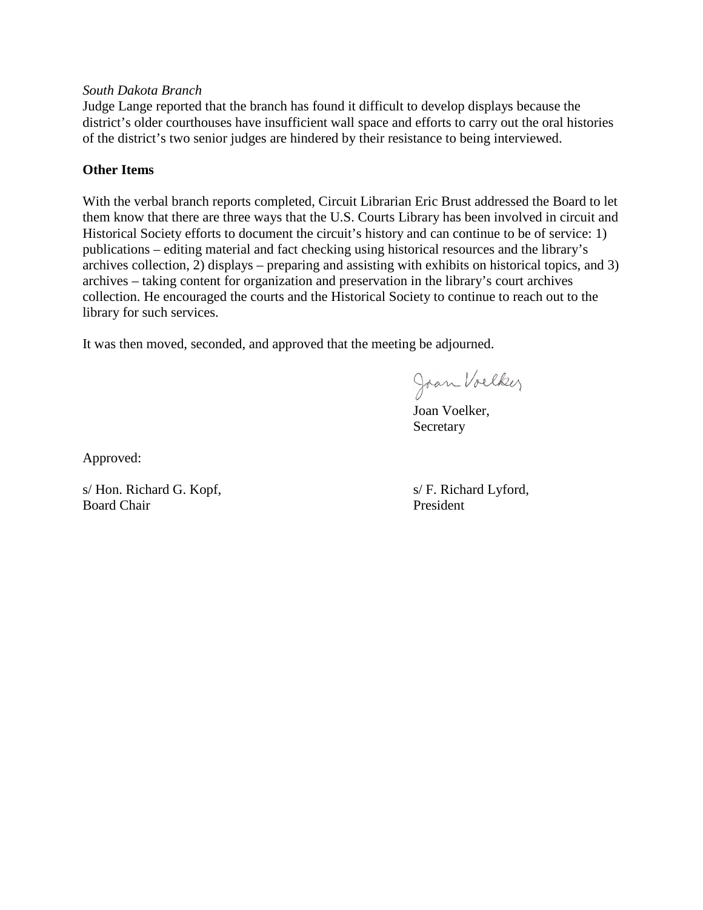*South Dakota Branch*

Judge Lange reported that the branch has found it difficult to develop displays because the district's older courthouses have insufficient wall space and efforts to carry out the oral histories of the district's two senior judges are hindered by their resistance to being interviewed.

**Other Items**

With the verbal branch reports completed, Circuit Librarian Eric Brust addressed the Board to let them know that there are three ways that the U.S. Courts Library has been involved in circuit and Historical Society efforts to document the circuit's history and can continue to be of service: 1) publications – editing material and fact checking using historical resources and the library's archives collection, 2) displays – preparing and assisting with exhibits on historical topics, and 3) archives – taking content for organization and preservation in the library's court archives collection. He encouraged the courts and the Historical Society to continue to reach out to the library for such services.

It was then moved, seconded, and approved that the meeting be adjourned.

Joan Voelker

Joan Voelker,
Secretary

Approved:

s/ Hon. Richard G. Kopf,
Board Chair

s/ F. Richard Lyford,
President